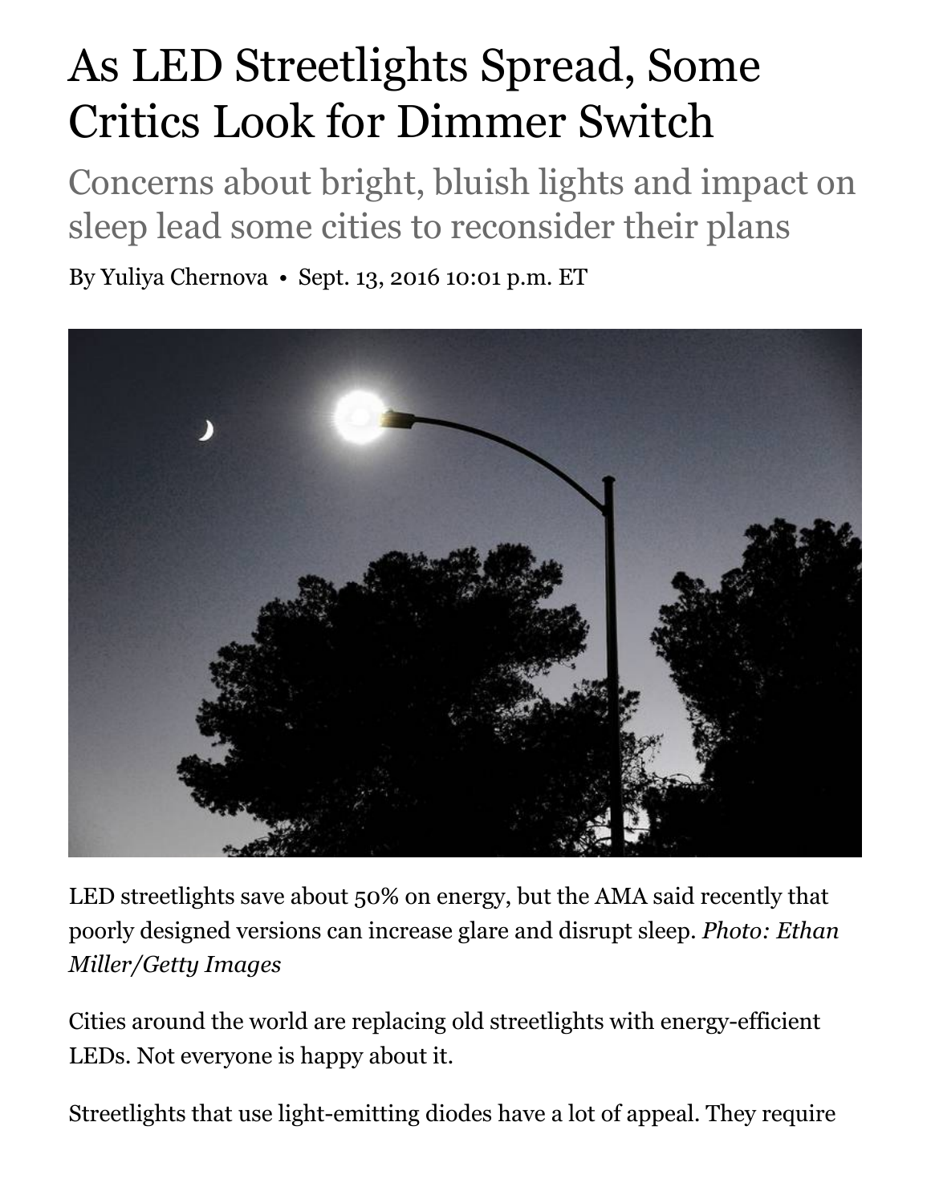# As LED Streetlights Spread, Some Critics Look for Dimmer Switch

## Concerns about bright, bluish lights and impact on sleep lead some cities to reconsider their plans

By Yuliya Chernova • Sept. 13, 2016 10:01 p.m. ET

LED streetlights save about 50% on energy, but the AMA said recently that poorly designed versions can increase glare and disrupt sleep. *Photo: Ethan Miller/Getty Images*

Cities around the world are replacing old streetlights with energy-efficient LEDs. Not everyone is happy about it.

Streetlights that use light-emitting diodes have a lot of appeal. They require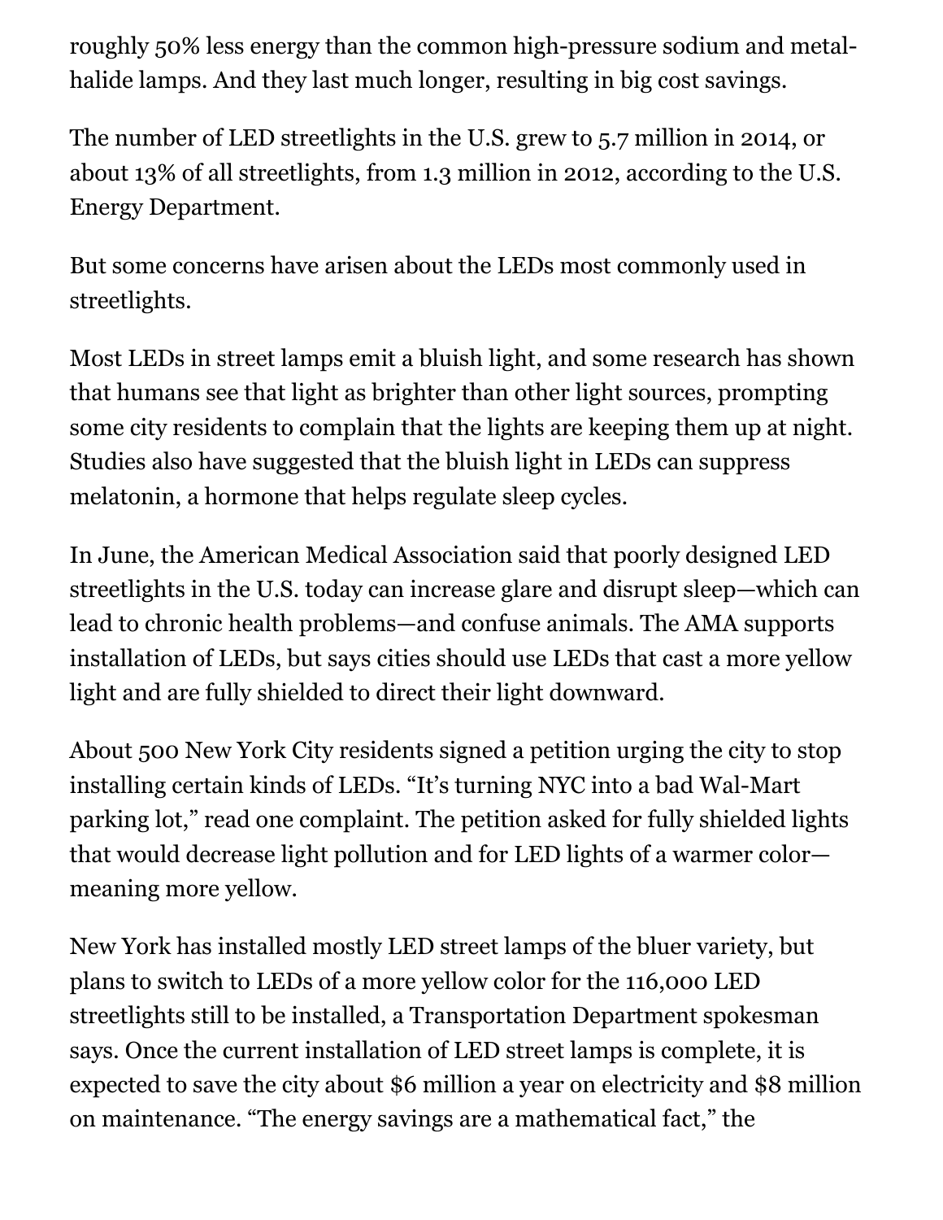roughly 50% less energy than the common high-pressure sodium and metal-halide lamps. And they last much longer, resulting in big cost savings.

The number of LED streetlights in the U.S. grew to 5.7 million in 2014, or about 13% of all streetlights, from 1.3 million in 2012, according to the U.S. Energy Department.

But some concerns have arisen about the LEDs most commonly used in streetlights.

Most LEDs in street lamps emit a bluish light, and some research has shown that humans see that light as brighter than other light sources, prompting some city residents to complain that the lights are keeping them up at night. Studies also have suggested that the bluish light in LEDs can suppress melatonin, a hormone that helps regulate sleep cycles.

In June, the American Medical Association said that poorly designed LED streetlights in the U.S. today can increase glare and disrupt sleep—which can lead to chronic health problems—and confuse animals. The AMA supports installation of LEDs, but says cities should use LEDs that cast a more yellow light and are fully shielded to direct their light downward.

About 500 New York City residents signed a petition urging the city to stop installing certain kinds of LEDs. "It's turning NYC into a bad Wal-Mart parking lot," read one complaint. The petition asked for fully shielded lights that would decrease light pollution and for LED lights of a warmer color—meaning more yellow.

New York has installed mostly LED street lamps of the bluer variety, but plans to switch to LEDs of a more yellow color for the 116,000 LED streetlights still to be installed, a Transportation Department spokesman says. Once the current installation of LED street lamps is complete, it is expected to save the city about $6 million a year on electricity and $8 million on maintenance. "The energy savings are a mathematical fact," the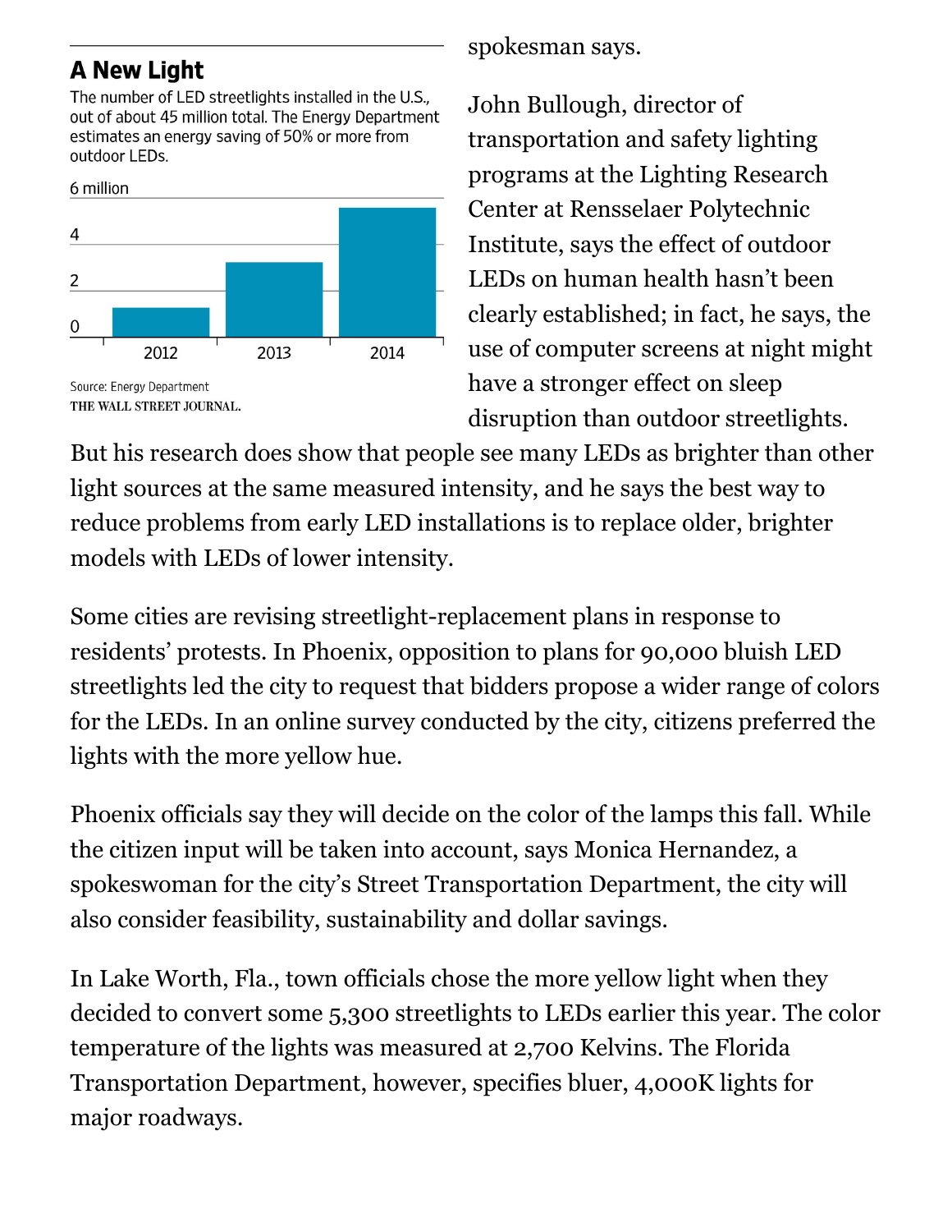## A New Light

The number of LED streetlights installed in the U.S., out of about 45 million total. The Energy Department estimates an energy saving of 50% or more from outdoor LEDs.

Source: Energy Department
THE WALL STREET JOURNAL.

spokesman says.

John Bullough, director of transportation and safety lighting programs at the Lighting Research Center at Rensselaer Polytechnic Institute, says the effect of outdoor LEDs on human health hasn't been clearly established; in fact, he says, the use of computer screens at night might have a stronger effect on sleep disruption than outdoor streetlights. But his research does show that people see many LEDs as brighter than other light sources at the same measured intensity, and he says the best way to reduce problems from early LED installations is to replace older, brighter models with LEDs of lower intensity.

Some cities are revising streetlight-replacement plans in response to residents' protests. In Phoenix, opposition to plans for 90,000 bluish LED streetlights led the city to request that bidders propose a wider range of colors for the LEDs. In an online survey conducted by the city, citizens preferred the lights with the more yellow hue.

Phoenix officials say they will decide on the color of the lamps this fall. While the citizen input will be taken into account, says Monica Hernandez, a spokeswoman for the city's Street Transportation Department, the city will also consider feasibility, sustainability and dollar savings.

In Lake Worth, Fla., town officials chose the more yellow light when they decided to convert some 5,300 streetlights to LEDs earlier this year. The color temperature of the lights was measured at 2,700 Kelvins. The Florida Transportation Department, however, specifies bluer, 4,000K lights for major roadways.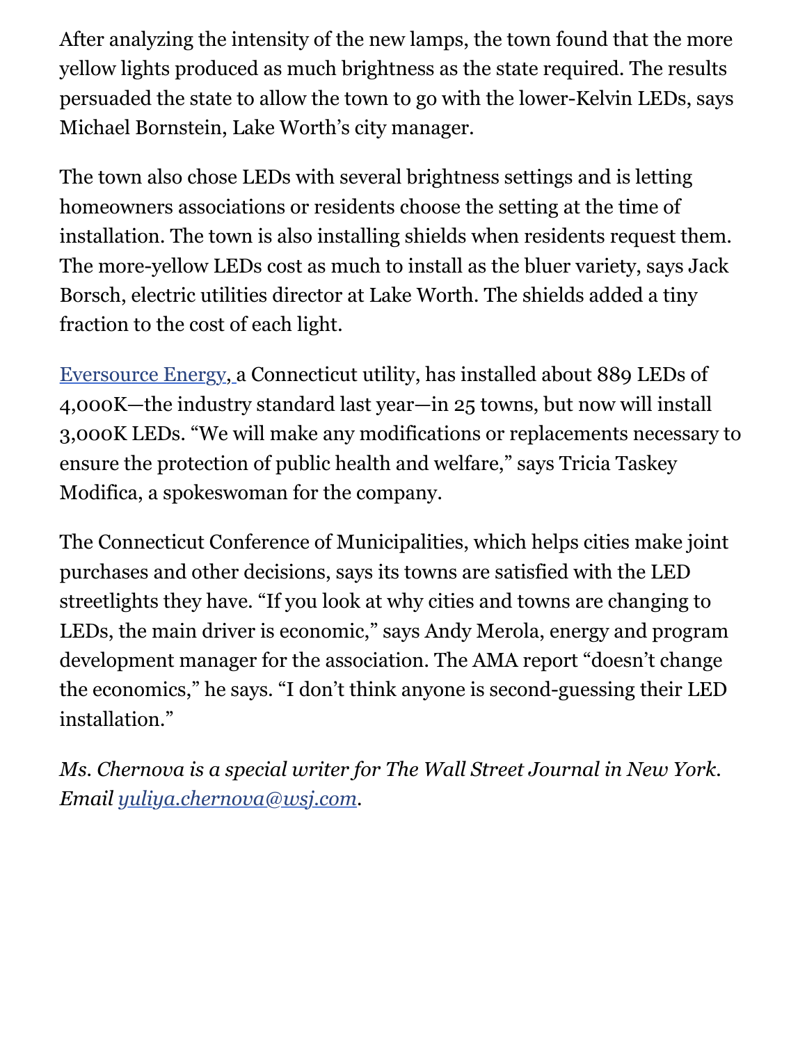After analyzing the intensity of the new lamps, the town found that the more yellow lights produced as much brightness as the state required. The results persuaded the state to allow the town to go with the lower-Kelvin LEDs, says Michael Bornstein, Lake Worth's city manager.

The town also chose LEDs with several brightness settings and is letting homeowners associations or residents choose the setting at the time of installation. The town is also installing shields when residents request them. The more-yellow LEDs cost as much to install as the bluer variety, says Jack Borsch, electric utilities director at Lake Worth. The shields added a tiny fraction to the cost of each light.

Eversource Energy, a Connecticut utility, has installed about 889 LEDs of 4,000K—the industry standard last year—in 25 towns, but now will install 3,000K LEDs. "We will make any modifications or replacements necessary to ensure the protection of public health and welfare," says Tricia Taskey Modifica, a spokeswoman for the company.

The Connecticut Conference of Municipalities, which helps cities make joint purchases and other decisions, says its towns are satisfied with the LED streetlights they have. "If you look at why cities and towns are changing to LEDs, the main driver is economic," says Andy Merola, energy and program development manager for the association. The AMA report "doesn't change the economics," he says. "I don't think anyone is second-guessing their LED installation."

*Ms. Chernova is a special writer for The Wall Street Journal in New York. Email yuliya.chernova@wsj.com.*